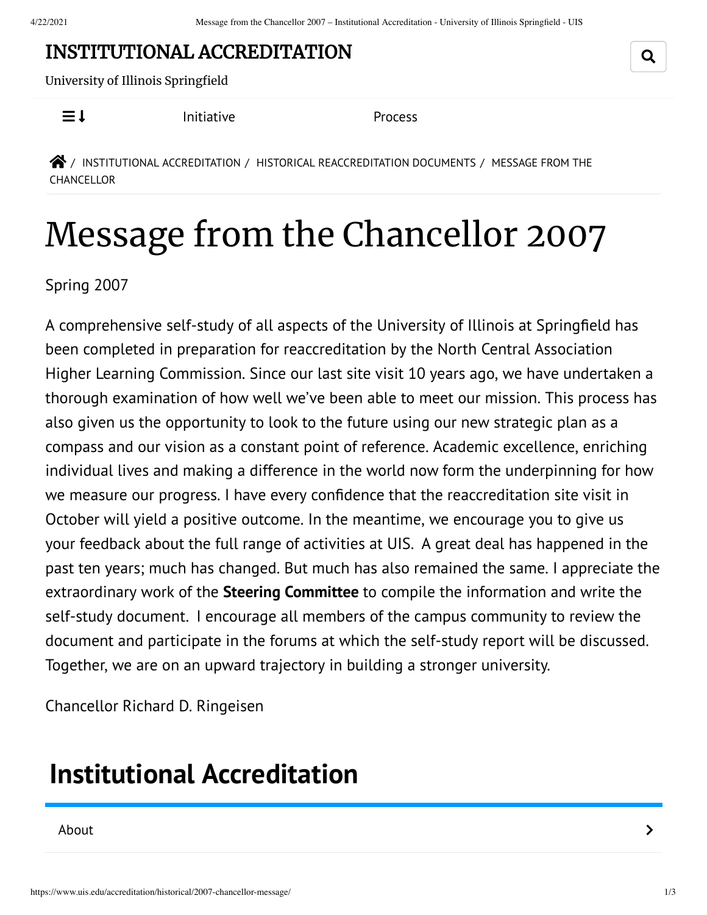# INSTITUTIONAL ACCREDITATION

University of Illinois Springfield

Initiative    Process

/ INSTITUTIONAL ACCREDITATION / HISTORICAL REACCREDITATION DOCUMENTS / MESSAGE FROM THE CHANCELLOR

# Message from the Chancellor 2007

Spring 2007

A comprehensive self-study of all aspects of the University of Illinois at Springfield has been completed in preparation for reaccreditation by the North Central Association Higher Learning Commission. Since our last site visit 10 years ago, we have undertaken a thorough examination of how well we've been able to meet our mission. This process has also given us the opportunity to look to the future using our new strategic plan as a compass and our vision as a constant point of reference. Academic excellence, enriching individual lives and making a difference in the world now form the underpinning for how we measure our progress. I have every confidence that the reaccreditation site visit in October will yield a positive outcome. In the meantime, we encourage you to give us your feedback about the full range of activities at UIS. A great deal has happened in the past ten years; much has changed. But much has also remained the same. I appreciate the extraordinary work of the **Steering Committee** to compile the information and write the self-study document. I encourage all members of the campus community to review the document and participate in the forums at which the self-study report will be discussed. Together, we are on an upward trajectory in building a stronger university.

Chancellor Richard D. Ringeisen

## Institutional Accreditation

About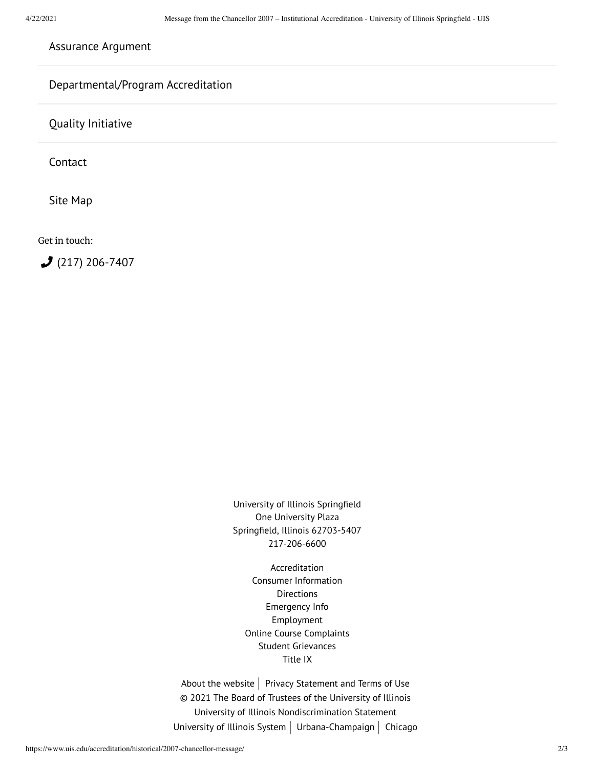Assurance Argument

Departmental/Program Accreditation

Quality Initiative

Contact

Site Map

Get in touch:

(217) 206-7407

University of Illinois Springfield
One University Plaza
Springfield, Illinois 62703-5407
217-206-6600

Accreditation
Consumer Information
Directions
Emergency Info
Employment
Online Course Complaints
Student Grievances
Title IX

About the website | Privacy Statement and Terms of Use
© 2021 The Board of Trustees of the University of Illinois
University of Illinois Nondiscrimination Statement
University of Illinois System | Urbana-Champaign | Chicago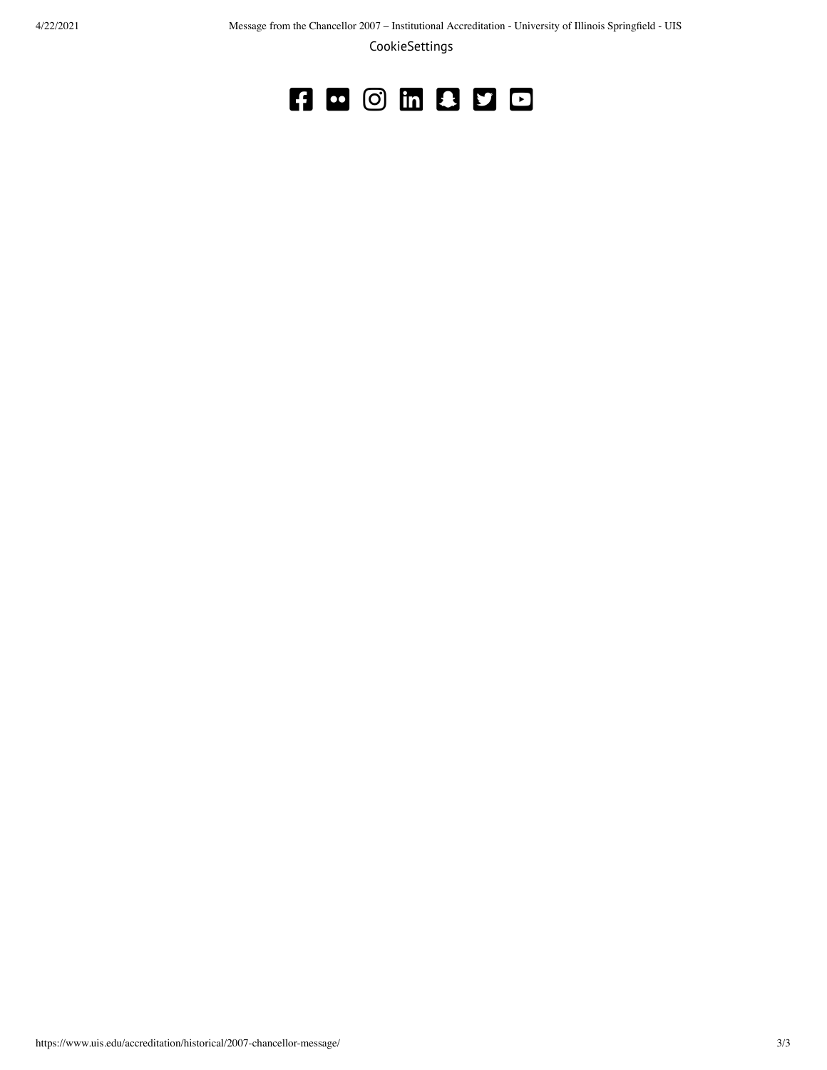CookieSettings